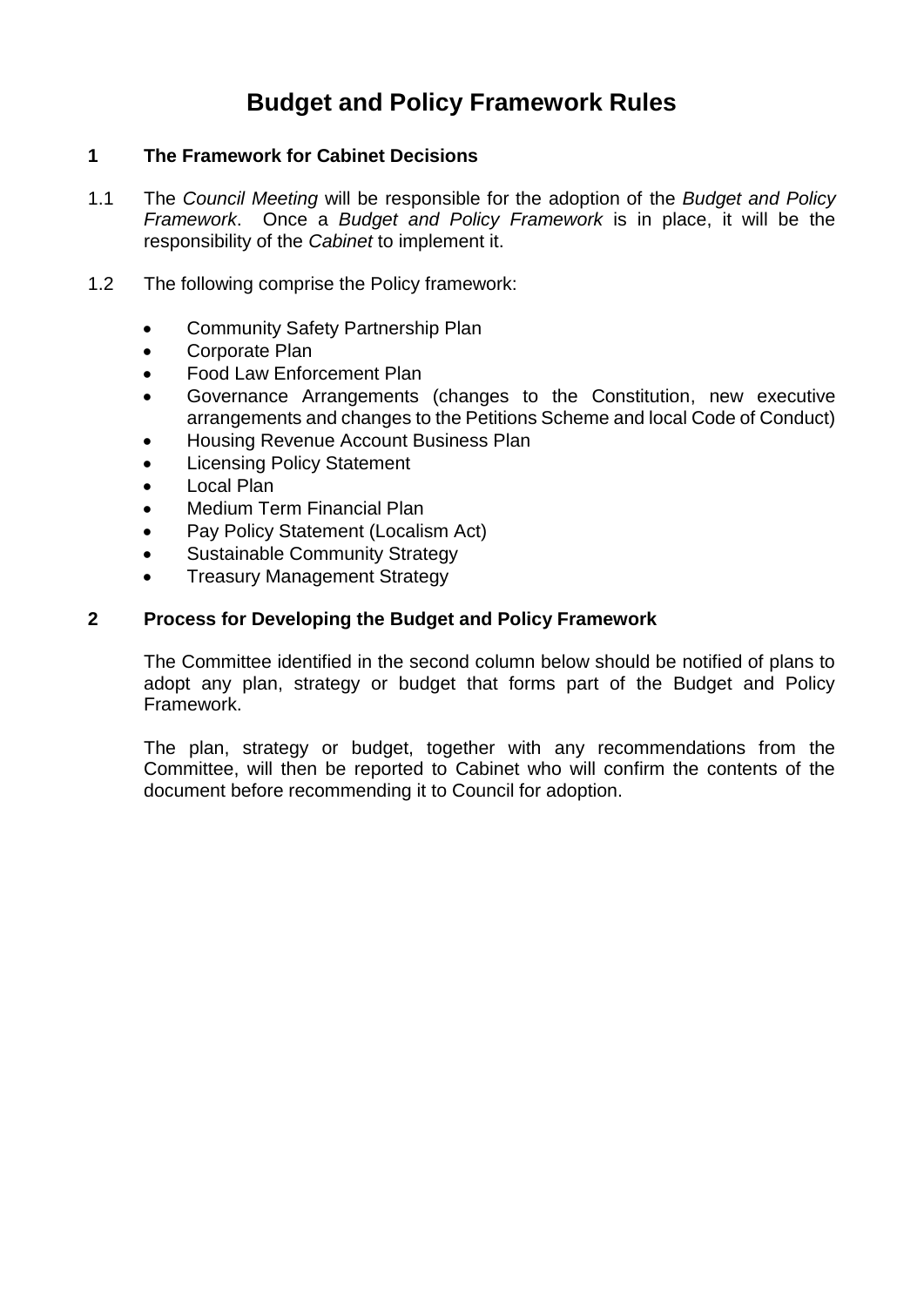# Budget and Policy Framework Rules

## 1 The Framework for Cabinet Decisions

1.1 The *Council Meeting* will be responsible for the adoption of the *Budget and Policy Framework*. Once a *Budget and Policy Framework* is in place, it will be the responsibility of the *Cabinet* to implement it.

1.2 The following comprise the Policy framework:

- Community Safety Partnership Plan
- Corporate Plan
- Food Law Enforcement Plan
- Governance Arrangements (changes to the Constitution, new executive arrangements and changes to the Petitions Scheme and local Code of Conduct)
- Housing Revenue Account Business Plan
- Licensing Policy Statement
- Local Plan
- Medium Term Financial Plan
- Pay Policy Statement (Localism Act)
- Sustainable Community Strategy
- Treasury Management Strategy

## 2 Process for Developing the Budget and Policy Framework

The Committee identified in the second column below should be notified of plans to adopt any plan, strategy or budget that forms part of the Budget and Policy Framework.

The plan, strategy or budget, together with any recommendations from the Committee, will then be reported to Cabinet who will confirm the contents of the document before recommending it to Council for adoption.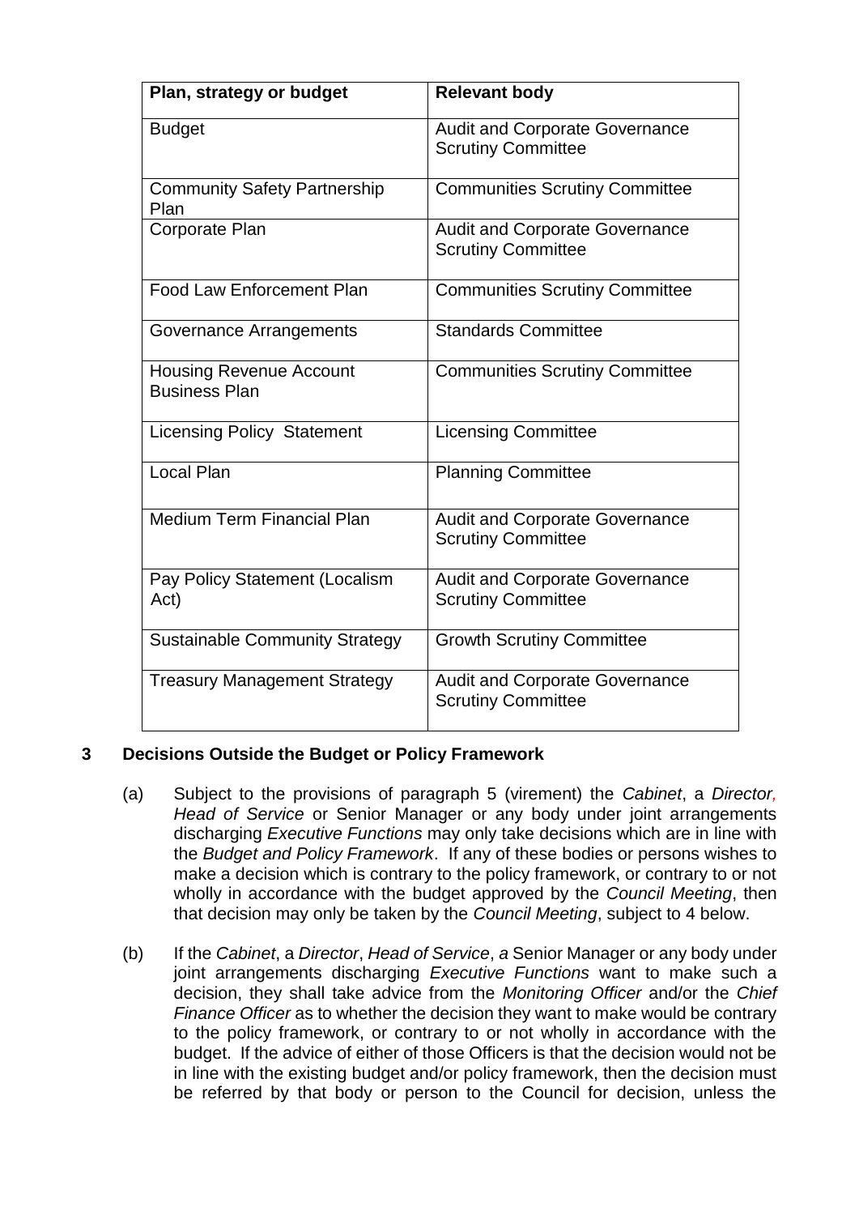| Plan, strategy or budget | Relevant body |
|---|---|
| Budget | Audit and Corporate Governance Scrutiny Committee |
| Community Safety Partnership Plan | Communities Scrutiny Committee |
| Corporate Plan | Audit and Corporate Governance Scrutiny Committee |
| Food Law Enforcement Plan | Communities Scrutiny Committee |
| Governance Arrangements | Standards Committee |
| Housing Revenue Account Business Plan | Communities Scrutiny Committee |
| Licensing Policy Statement | Licensing Committee |
| Local Plan | Planning Committee |
| Medium Term Financial Plan | Audit and Corporate Governance Scrutiny Committee |
| Pay Policy Statement (Localism Act) | Audit and Corporate Governance Scrutiny Committee |
| Sustainable Community Strategy | Growth Scrutiny Committee |
| Treasury Management Strategy | Audit and Corporate Governance Scrutiny Committee |

## 3 Decisions Outside the Budget or Policy Framework

(a) Subject to the provisions of paragraph 5 (virement) the *Cabinet*, a *Director, Head of Service* or Senior Manager or any body under joint arrangements discharging *Executive Functions* may only take decisions which are in line with the *Budget and Policy Framework*. If any of these bodies or persons wishes to make a decision which is contrary to the policy framework, or contrary to or not wholly in accordance with the budget approved by the *Council Meeting*, then that decision may only be taken by the *Council Meeting*, subject to 4 below.

(b) If the *Cabinet*, a *Director*, *Head of Service*, *a* Senior Manager or any body under joint arrangements discharging *Executive Functions* want to make such a decision, they shall take advice from the *Monitoring Officer* and/or the *Chief Finance Officer* as to whether the decision they want to make would be contrary to the policy framework, or contrary to or not wholly in accordance with the budget. If the advice of either of those Officers is that the decision would not be in line with the existing budget and/or policy framework, then the decision must be referred by that body or person to the Council for decision, unless the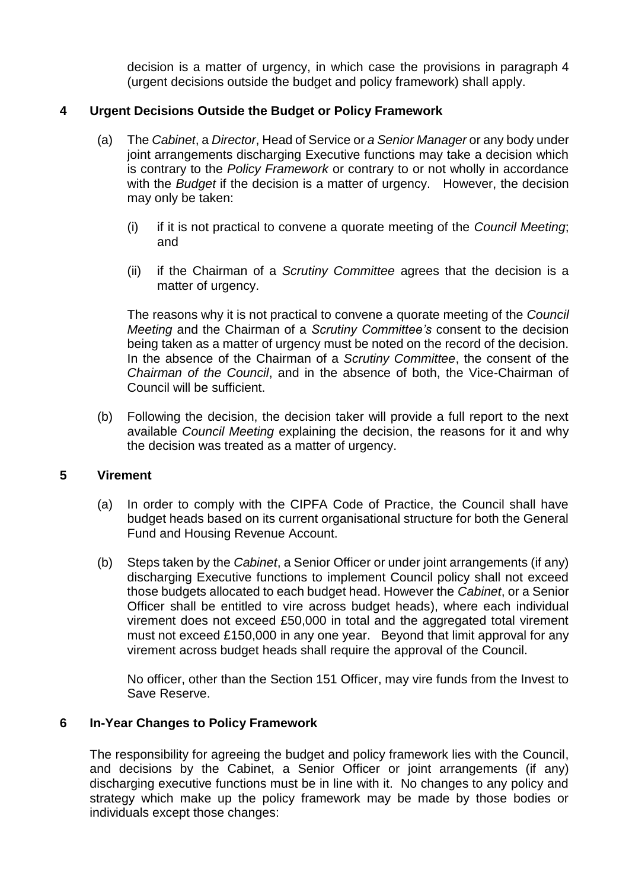decision is a matter of urgency, in which case the provisions in paragraph 4 (urgent decisions outside the budget and policy framework) shall apply.

## 4 Urgent Decisions Outside the Budget or Policy Framework

(a) The *Cabinet*, a *Director*, Head of Service or *a Senior Manager* or any body under joint arrangements discharging Executive functions may take a decision which is contrary to the *Policy Framework* or contrary to or not wholly in accordance with the *Budget* if the decision is a matter of urgency. However, the decision may only be taken:

   (i) if it is not practical to convene a quorate meeting of the *Council Meeting*; and

   (ii) if the Chairman of a *Scrutiny Committee* agrees that the decision is a matter of urgency.

   The reasons why it is not practical to convene a quorate meeting of the *Council Meeting* and the Chairman of a *Scrutiny Committee's* consent to the decision being taken as a matter of urgency must be noted on the record of the decision. In the absence of the Chairman of a *Scrutiny Committee*, the consent of the *Chairman of the Council*, and in the absence of both, the Vice-Chairman of Council will be sufficient.

(b) Following the decision, the decision taker will provide a full report to the next available *Council Meeting* explaining the decision, the reasons for it and why the decision was treated as a matter of urgency.

## 5 Virement

(a) In order to comply with the CIPFA Code of Practice, the Council shall have budget heads based on its current organisational structure for both the General Fund and Housing Revenue Account.

(b) Steps taken by the *Cabinet*, a Senior Officer or under joint arrangements (if any) discharging Executive functions to implement Council policy shall not exceed those budgets allocated to each budget head. However the *Cabinet*, or a Senior Officer shall be entitled to vire across budget heads), where each individual virement does not exceed £50,000 in total and the aggregated total virement must not exceed £150,000 in any one year. Beyond that limit approval for any virement across budget heads shall require the approval of the Council.

   No officer, other than the Section 151 Officer, may vire funds from the Invest to Save Reserve.

## 6 In-Year Changes to Policy Framework

The responsibility for agreeing the budget and policy framework lies with the Council, and decisions by the Cabinet, a Senior Officer or joint arrangements (if any) discharging executive functions must be in line with it. No changes to any policy and strategy which make up the policy framework may be made by those bodies or individuals except those changes: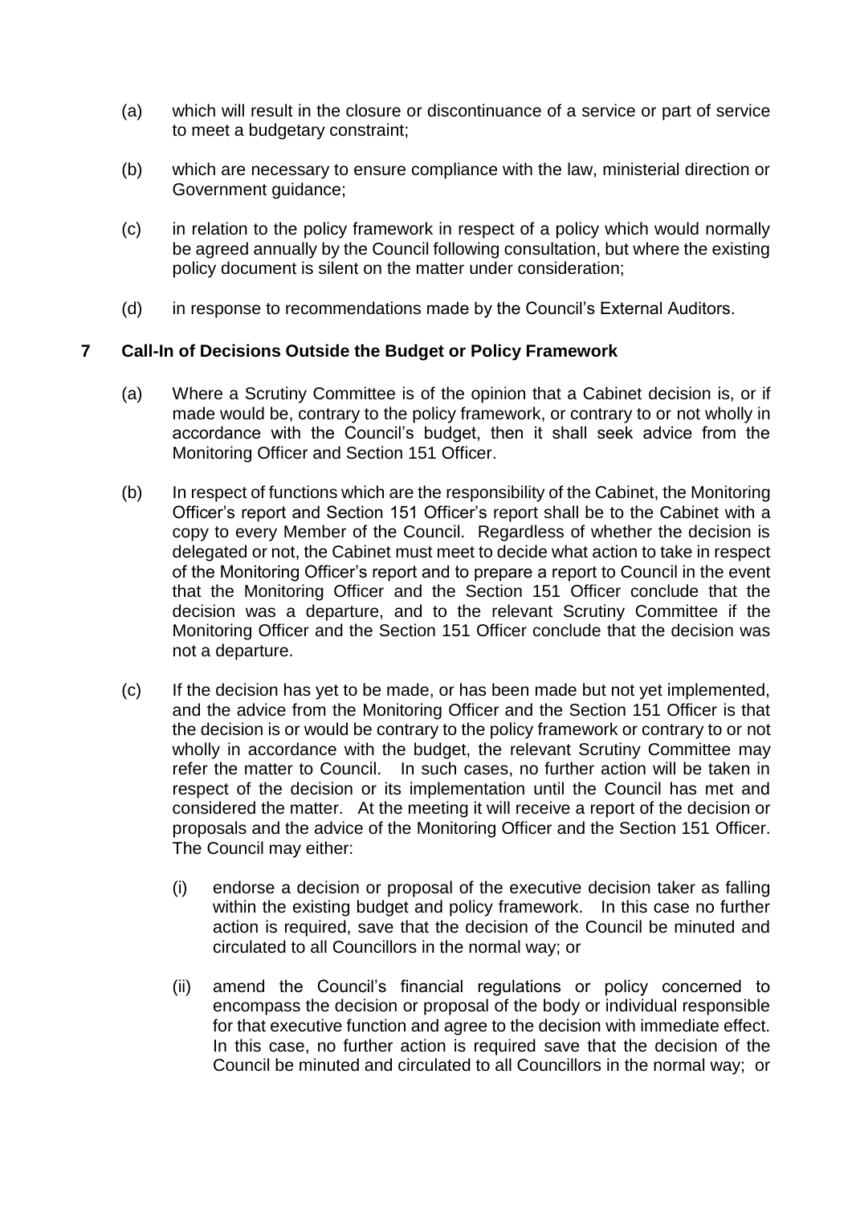(a) which will result in the closure or discontinuance of a service or part of service to meet a budgetary constraint;

(b) which are necessary to ensure compliance with the law, ministerial direction or Government guidance;

(c) in relation to the policy framework in respect of a policy which would normally be agreed annually by the Council following consultation, but where the existing policy document is silent on the matter under consideration;

(d) in response to recommendations made by the Council's External Auditors.

## 7 Call-In of Decisions Outside the Budget or Policy Framework

(a) Where a Scrutiny Committee is of the opinion that a Cabinet decision is, or if made would be, contrary to the policy framework, or contrary to or not wholly in accordance with the Council's budget, then it shall seek advice from the Monitoring Officer and Section 151 Officer.

(b) In respect of functions which are the responsibility of the Cabinet, the Monitoring Officer's report and Section 151 Officer's report shall be to the Cabinet with a copy to every Member of the Council. Regardless of whether the decision is delegated or not, the Cabinet must meet to decide what action to take in respect of the Monitoring Officer's report and to prepare a report to Council in the event that the Monitoring Officer and the Section 151 Officer conclude that the decision was a departure, and to the relevant Scrutiny Committee if the Monitoring Officer and the Section 151 Officer conclude that the decision was not a departure.

(c) If the decision has yet to be made, or has been made but not yet implemented, and the advice from the Monitoring Officer and the Section 151 Officer is that the decision is or would be contrary to the policy framework or contrary to or not wholly in accordance with the budget, the relevant Scrutiny Committee may refer the matter to Council. In such cases, no further action will be taken in respect of the decision or its implementation until the Council has met and considered the matter. At the meeting it will receive a report of the decision or proposals and the advice of the Monitoring Officer and the Section 151 Officer. The Council may either:

   (i) endorse a decision or proposal of the executive decision taker as falling within the existing budget and policy framework. In this case no further action is required, save that the decision of the Council be minuted and circulated to all Councillors in the normal way; or

   (ii) amend the Council's financial regulations or policy concerned to encompass the decision or proposal of the body or individual responsible for that executive function and agree to the decision with immediate effect. In this case, no further action is required save that the decision of the Council be minuted and circulated to all Councillors in the normal way; or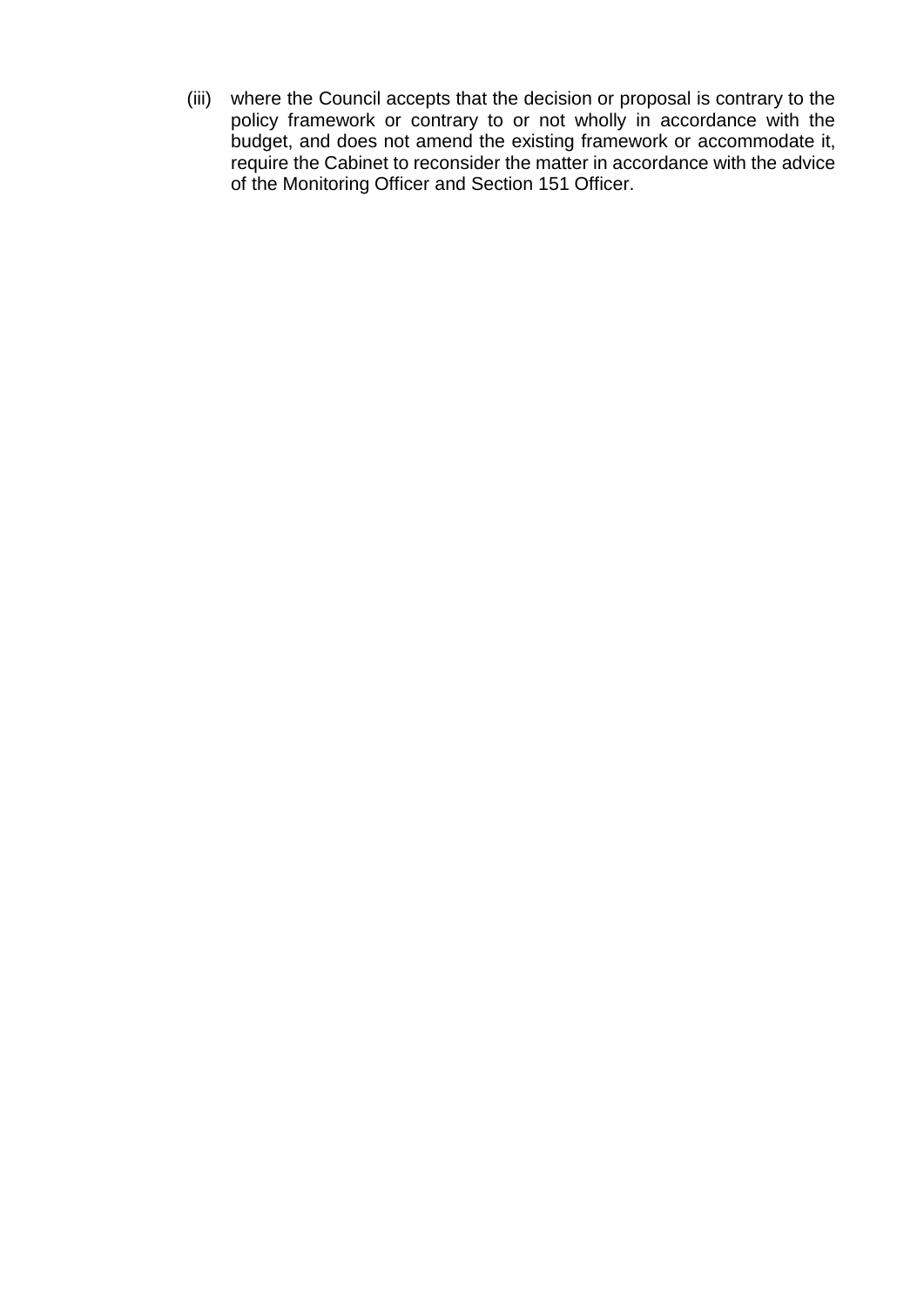(iii) where the Council accepts that the decision or proposal is contrary to the policy framework or contrary to or not wholly in accordance with the budget, and does not amend the existing framework or accommodate it, require the Cabinet to reconsider the matter in accordance with the advice of the Monitoring Officer and Section 151 Officer.